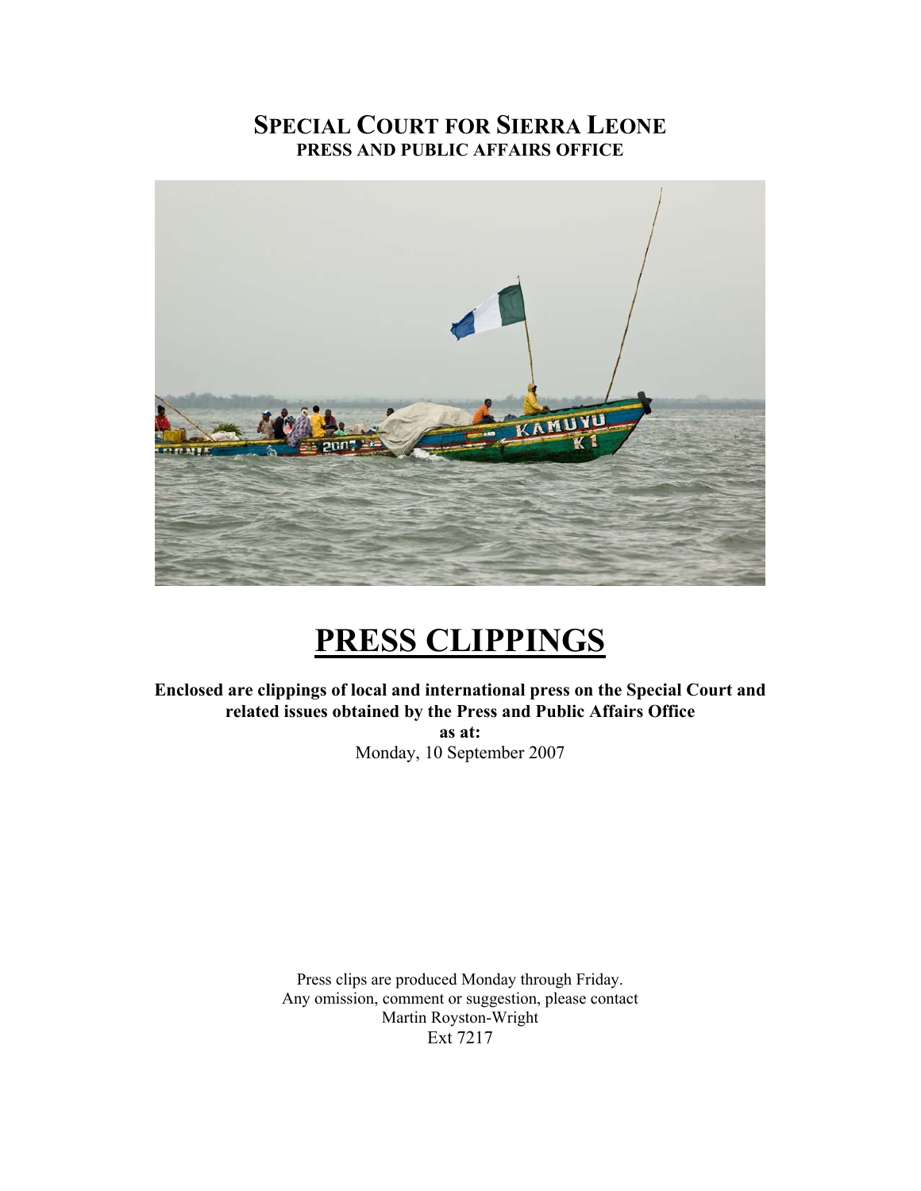# SPECIAL COURT FOR SIERRA LEONE

**PRESS AND PUBLIC AFFAIRS OFFICE**

# PRESS CLIPPINGS

**Enclosed are clippings of local and international press on the Special Court and related issues obtained by the Press and Public Affairs Office**

**as at:**

Monday, 10 September 2007

Press clips are produced Monday through Friday.
Any omission, comment or suggestion, please contact
Martin Royston-Wright
Ext 7217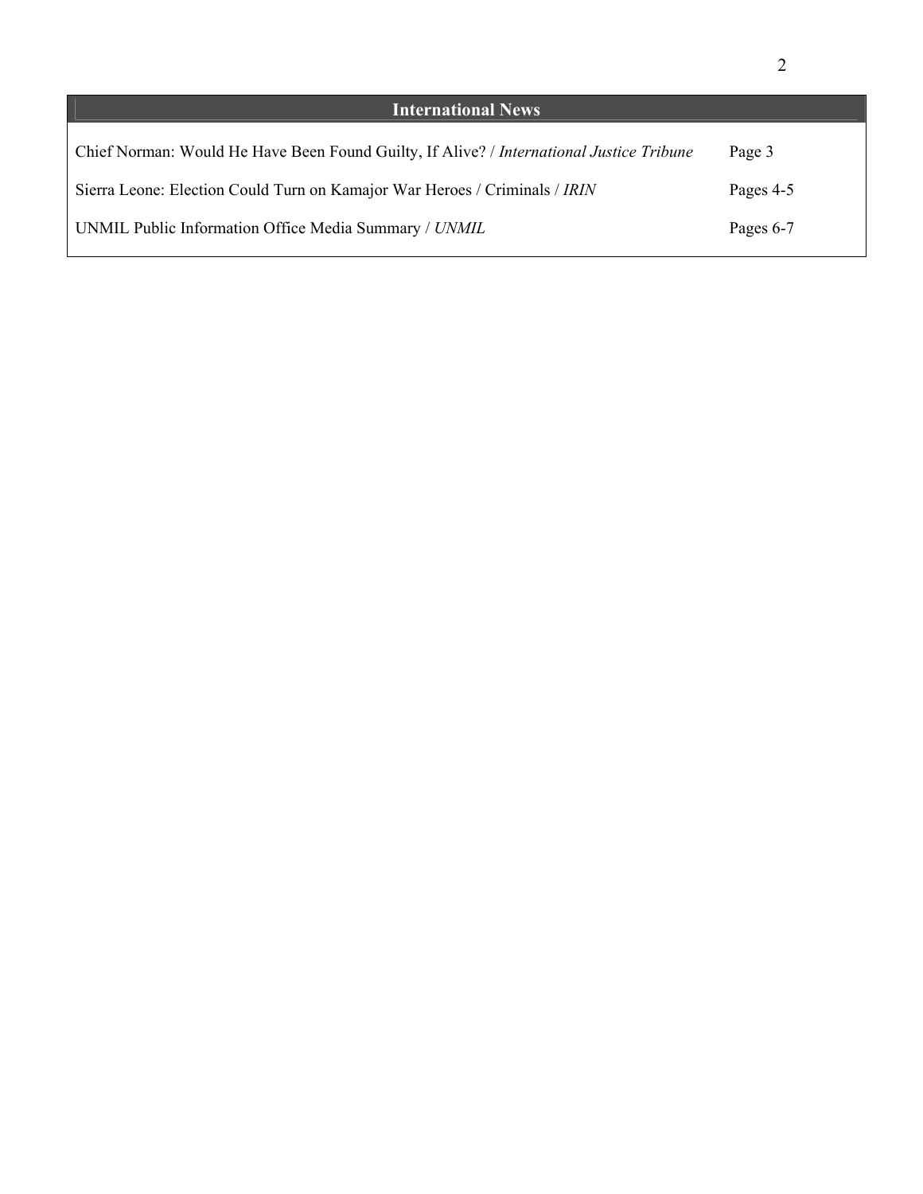## International News

| | |
|---|---|
| Chief Norman: Would He Have Been Found Guilty, If Alive? / *International Justice Tribune* | Page 3 |
| Sierra Leone: Election Could Turn on Kamajor War Heroes / Criminals / *IRIN* | Pages 4-5 |
| UNMIL Public Information Office Media Summary / *UNMIL* | Pages 6-7 |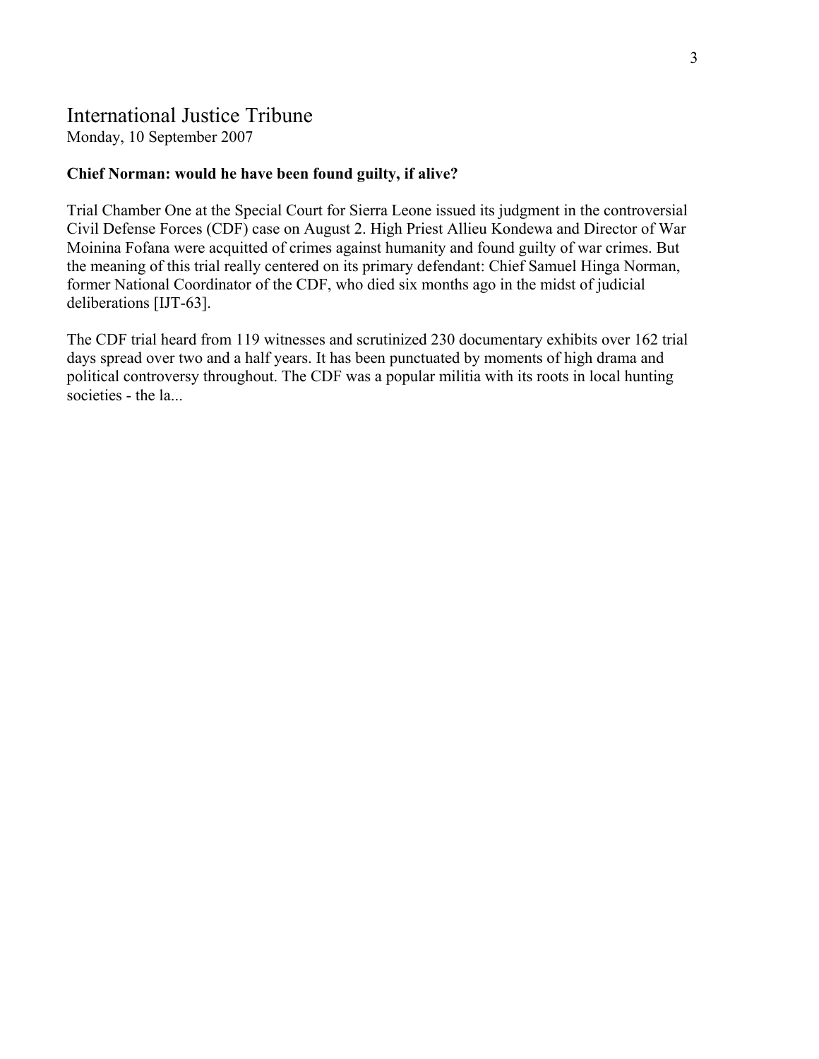# International Justice Tribune

Monday, 10 September 2007

**Chief Norman: would he have been found guilty, if alive?**

Trial Chamber One at the Special Court for Sierra Leone issued its judgment in the controversial Civil Defense Forces (CDF) case on August 2. High Priest Allieu Kondewa and Director of War Moinina Fofana were acquitted of crimes against humanity and found guilty of war crimes. But the meaning of this trial really centered on its primary defendant: Chief Samuel Hinga Norman, former National Coordinator of the CDF, who died six months ago in the midst of judicial deliberations [IJT-63].

The CDF trial heard from 119 witnesses and scrutinized 230 documentary exhibits over 162 trial days spread over two and a half years. It has been punctuated by moments of high drama and political controversy throughout. The CDF was a popular militia with its roots in local hunting societies - the la...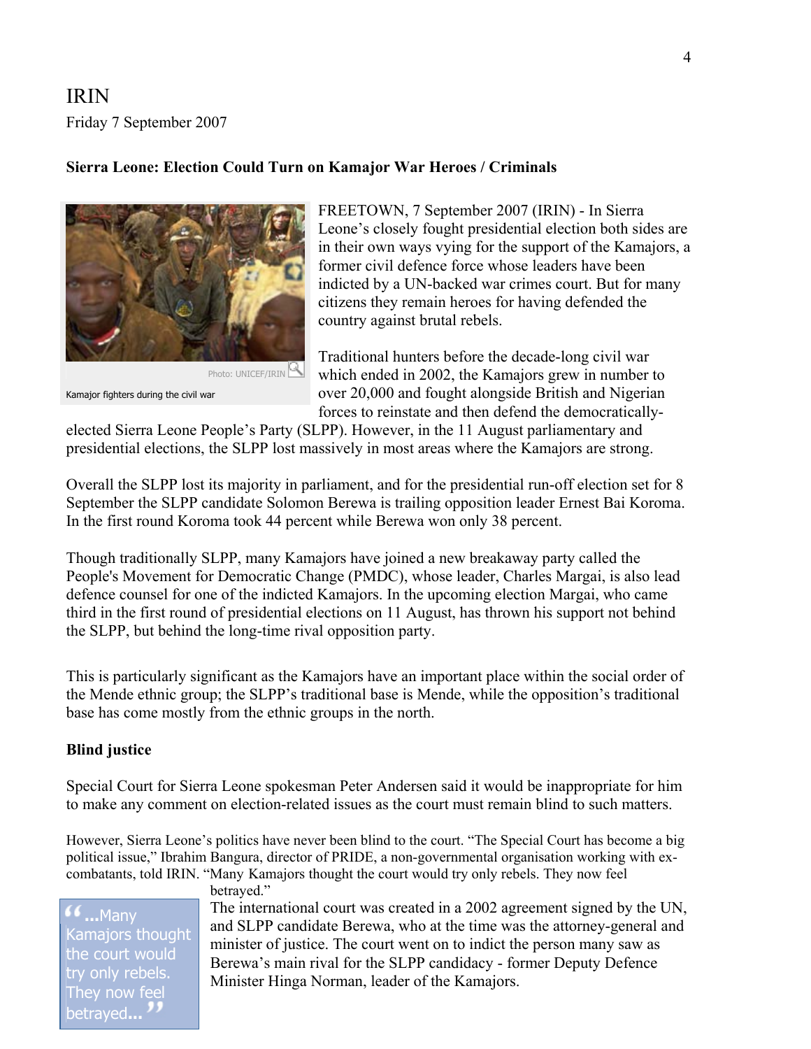IRIN

Friday 7 September 2007

### Sierra Leone: Election Could Turn on Kamajor War Heroes / Criminals

Photo: UNICEF/IRIN

Kamajor fighters during the civil war

FREETOWN, 7 September 2007 (IRIN) - In Sierra Leone's closely fought presidential election both sides are in their own ways vying for the support of the Kamajors, a former civil defence force whose leaders have been indicted by a UN-backed war crimes court. But for many citizens they remain heroes for having defended the country against brutal rebels.

Traditional hunters before the decade-long civil war which ended in 2002, the Kamajors grew in number to over 20,000 and fought alongside British and Nigerian forces to reinstate and then defend the democratically-elected Sierra Leone People's Party (SLPP). However, in the 11 August parliamentary and presidential elections, the SLPP lost massively in most areas where the Kamajors are strong.

Overall the SLPP lost its majority in parliament, and for the presidential run-off election set for 8 September the SLPP candidate Solomon Berewa is trailing opposition leader Ernest Bai Koroma. In the first round Koroma took 44 percent while Berewa won only 38 percent.

Though traditionally SLPP, many Kamajors have joined a new breakaway party called the People's Movement for Democratic Change (PMDC), whose leader, Charles Margai, is also lead defence counsel for one of the indicted Kamajors. In the upcoming election Margai, who came third in the first round of presidential elections on 11 August, has thrown his support not behind the SLPP, but behind the long-time rival opposition party.

This is particularly significant as the Kamajors have an important place within the social order of the Mende ethnic group; the SLPP's traditional base is Mende, while the opposition's traditional base has come mostly from the ethnic groups in the north.

**Blind justice**

Special Court for Sierra Leone spokesman Peter Andersen said it would be inappropriate for him to make any comment on election-related issues as the court must remain blind to such matters.

However, Sierra Leone's politics have never been blind to the court. "The Special Court has become a big political issue," Ibrahim Bangura, director of PRIDE, a non-governmental organisation working with ex-combatants, told IRIN. "Many Kamajors thought the court would try only rebels. They now feel betrayed."

> "...Many Kamajors thought the court would try only rebels. They now feel betrayed..."

The international court was created in a 2002 agreement signed by the UN, and SLPP candidate Berewa, who at the time was the attorney-general and minister of justice. The court went on to indict the person many saw as Berewa's main rival for the SLPP candidacy - former Deputy Defence Minister Hinga Norman, leader of the Kamajors.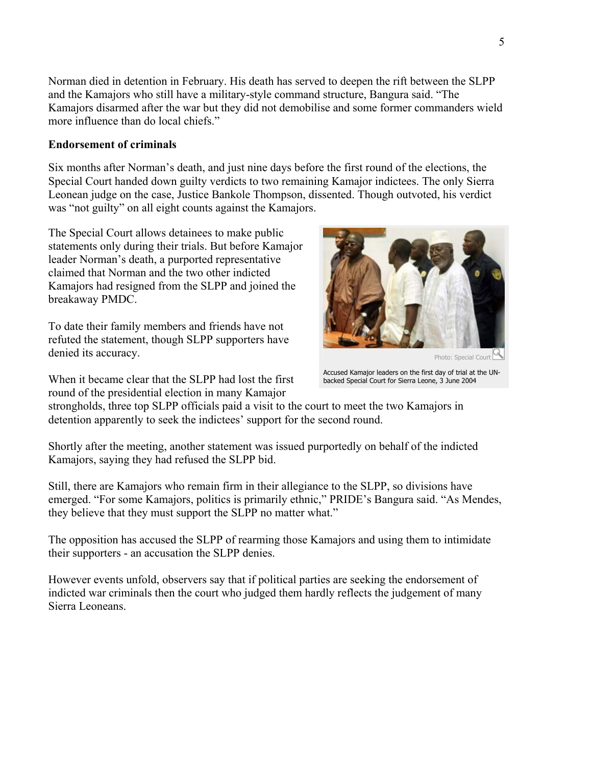Norman died in detention in February. His death has served to deepen the rift between the SLPP and the Kamajors who still have a military-style command structure, Bangura said. "The Kamajors disarmed after the war but they did not demobilise and some former commanders wield more influence than do local chiefs."

**Endorsement of criminals**

Six months after Norman's death, and just nine days before the first round of the elections, the Special Court handed down guilty verdicts to two remaining Kamajor indictees. The only Sierra Leonean judge on the case, Justice Bankole Thompson, dissented. Though outvoted, his verdict was "not guilty" on all eight counts against the Kamajors.

The Special Court allows detainees to make public statements only during their trials. But before Kamajor leader Norman's death, a purported representative claimed that Norman and the two other indicted Kamajors had resigned from the SLPP and joined the breakaway PMDC.

To date their family members and friends have not refuted the statement, though SLPP supporters have denied its accuracy.

Photo: Special Court

Accused Kamajor leaders on the first day of trial at the UN-backed Special Court for Sierra Leone, 3 June 2004

When it became clear that the SLPP had lost the first round of the presidential election in many Kamajor strongholds, three top SLPP officials paid a visit to the court to meet the two Kamajors in detention apparently to seek the indictees' support for the second round.

Shortly after the meeting, another statement was issued purportedly on behalf of the indicted Kamajors, saying they had refused the SLPP bid.

Still, there are Kamajors who remain firm in their allegiance to the SLPP, so divisions have emerged. "For some Kamajors, politics is primarily ethnic," PRIDE's Bangura said. "As Mendes, they believe that they must support the SLPP no matter what."

The opposition has accused the SLPP of rearming those Kamajors and using them to intimidate their supporters - an accusation the SLPP denies.

However events unfold, observers say that if political parties are seeking the endorsement of indicted war criminals then the court who judged them hardly reflects the judgement of many Sierra Leoneans.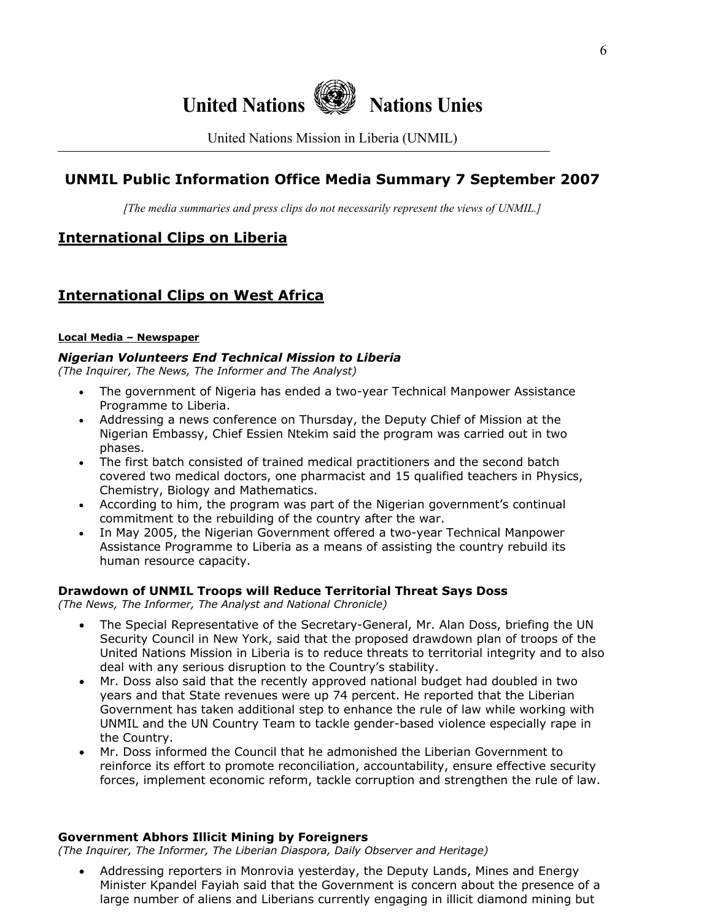# United Nations Nations Unies

United Nations Mission in Liberia (UNMIL)

## UNMIL Public Information Office Media Summary 7 September 2007

*[The media summaries and press clips do not necessarily represent the views of UNMIL.]*

## International Clips on Liberia

## International Clips on West Africa

#### Local Media – Newspaper

### *Nigerian Volunteers End Technical Mission to Liberia*

*(The Inquirer, The News, The Informer and The Analyst)*

- The government of Nigeria has ended a two-year Technical Manpower Assistance Programme to Liberia.
- Addressing a news conference on Thursday, the Deputy Chief of Mission at the Nigerian Embassy, Chief Essien Ntekim said the program was carried out in two phases.
- The first batch consisted of trained medical practitioners and the second batch covered two medical doctors, one pharmacist and 15 qualified teachers in Physics, Chemistry, Biology and Mathematics.
- According to him, the program was part of the Nigerian government's continual commitment to the rebuilding of the country after the war.
- In May 2005, the Nigerian Government offered a two-year Technical Manpower Assistance Programme to Liberia as a means of assisting the country rebuild its human resource capacity.

### Drawdown of UNMIL Troops will Reduce Territorial Threat Says Doss

*(The News, The Informer, The Analyst and National Chronicle)*

- The Special Representative of the Secretary-General, Mr. Alan Doss, briefing the UN Security Council in New York, said that the proposed drawdown plan of troops of the United Nations Mission in Liberia is to reduce threats to territorial integrity and to also deal with any serious disruption to the Country's stability.
- Mr. Doss also said that the recently approved national budget had doubled in two years and that State revenues were up 74 percent. He reported that the Liberian Government has taken additional step to enhance the rule of law while working with UNMIL and the UN Country Team to tackle gender-based violence especially rape in the Country.
- Mr. Doss informed the Council that he admonished the Liberian Government to reinforce its effort to promote reconciliation, accountability, ensure effective security forces, implement economic reform, tackle corruption and strengthen the rule of law.

### Government Abhors Illicit Mining by Foreigners

*(The Inquirer, The Informer, The Liberian Diaspora, Daily Observer and Heritage)*

- Addressing reporters in Monrovia yesterday, the Deputy Lands, Mines and Energy Minister Kpandel Fayiah said that the Government is concern about the presence of a large number of aliens and Liberians currently engaging in illicit diamond mining but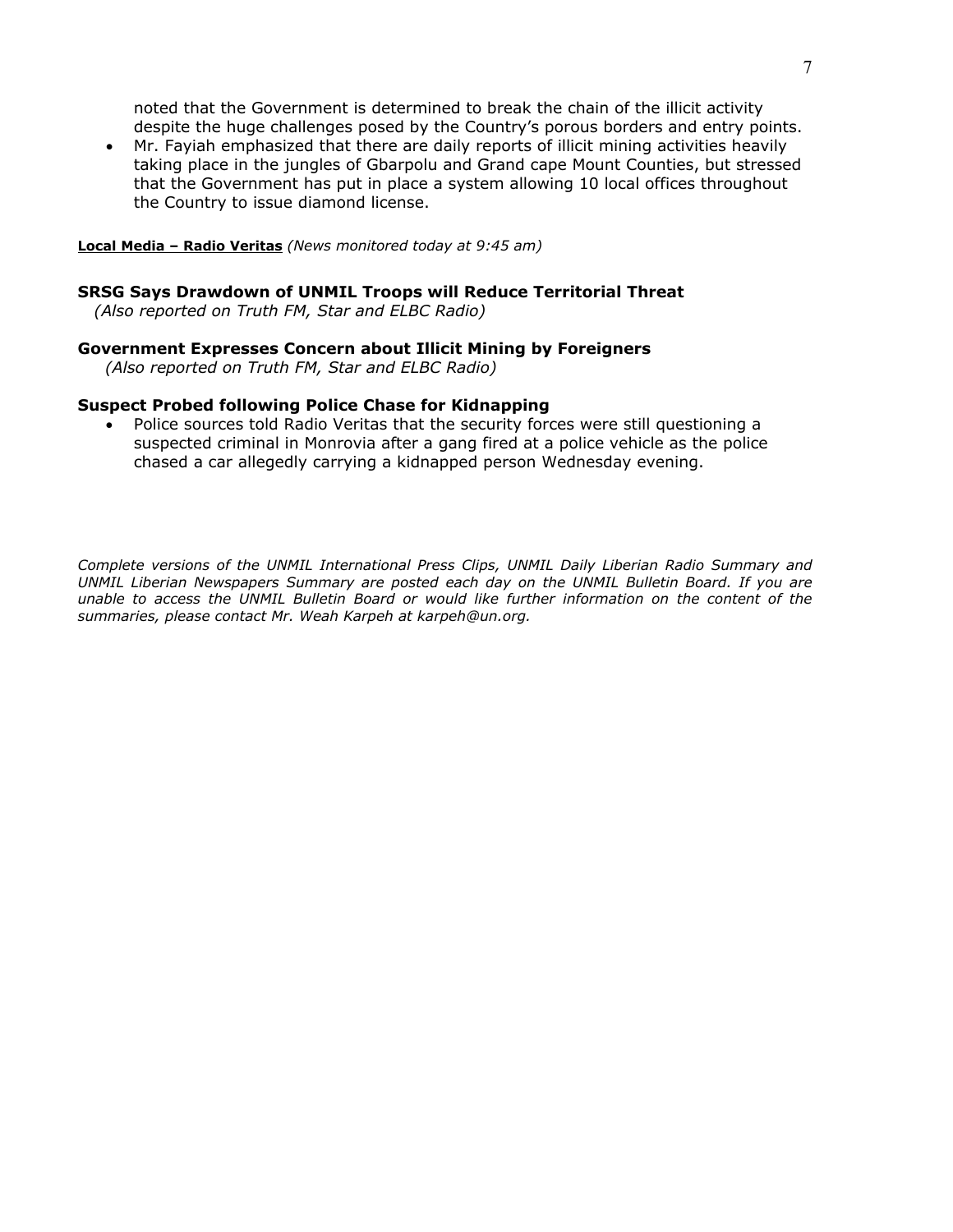noted that the Government is determined to break the chain of the illicit activity despite the huge challenges posed by the Country's porous borders and entry points.

- Mr. Fayiah emphasized that there are daily reports of illicit mining activities heavily taking place in the jungles of Gbarpolu and Grand cape Mount Counties, but stressed that the Government has put in place a system allowing 10 local offices throughout the Country to issue diamond license.

**Local Media – Radio Veritas** *(News monitored today at 9:45 am)*

### SRSG Says Drawdown of UNMIL Troops will Reduce Territorial Threat

*(Also reported on Truth FM, Star and ELBC Radio)*

### Government Expresses Concern about Illicit Mining by Foreigners

*(Also reported on Truth FM, Star and ELBC Radio)*

### Suspect Probed following Police Chase for Kidnapping

- Police sources told Radio Veritas that the security forces were still questioning a suspected criminal in Monrovia after a gang fired at a police vehicle as the police chased a car allegedly carrying a kidnapped person Wednesday evening.

*Complete versions of the UNMIL International Press Clips, UNMIL Daily Liberian Radio Summary and UNMIL Liberian Newspapers Summary are posted each day on the UNMIL Bulletin Board. If you are unable to access the UNMIL Bulletin Board or would like further information on the content of the summaries, please contact Mr. Weah Karpeh at karpeh@un.org.*